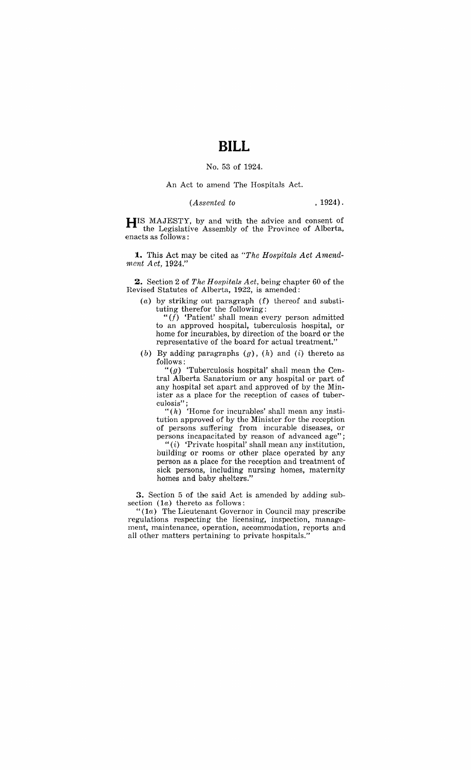# BILL

No. 53 of 1924.

An Act to amend The Hospitals Act.

*(Assented to , 1924).*

HIS MAJESTY, by and with the advice and consent of the Legislative Assembly of the Province of Alberta, enacts as follows:

**1.** This Act may be cited as *"The Hospitals Act Amendment Act, 1924."*

**2.** Section 2 of *The Hospitals Act*, being chapter 60 of the Revised Statutes of Alberta, 1922, is amended:

(*a*) by striking out paragraph (f) thereof and substituting therefor the following:

"(*f*) 'Patient' shall mean every person admitted to an approved hospital, tuberculosis hospital, or home for incurables, by direction of the board or the representative of the board for actual treatment."

(*b*) By adding paragraphs (*g*), (*h*) and (*i*) thereto as follows:

"(*g*) 'Tuberculosis hospital' shall mean the Central Alberta Sanatorium or any hospital or part of any hospital set apart and approved of by the Minister as a place for the reception of cases of tuberculosis";

"(*h*) 'Home for incurables' shall mean any institution approved of by the Minister for the reception of persons suffering from incurable diseases, or persons incapacitated by reason of advanced age";

"(*i*) 'Private hospital' shall mean any institution, building or rooms or other place operated by any person as a place for the reception and treatment of sick persons, including nursing homes, maternity homes and baby shelters."

**3.** Section 5 of the said Act is amended by adding subsection (1*a*) thereto as follows:

"(1*a*) The Lieutenant Governor in Council may prescribe regulations respecting the licensing, inspection, management, maintenance, operation, accommodation, reports and all other matters pertaining to private hospitals."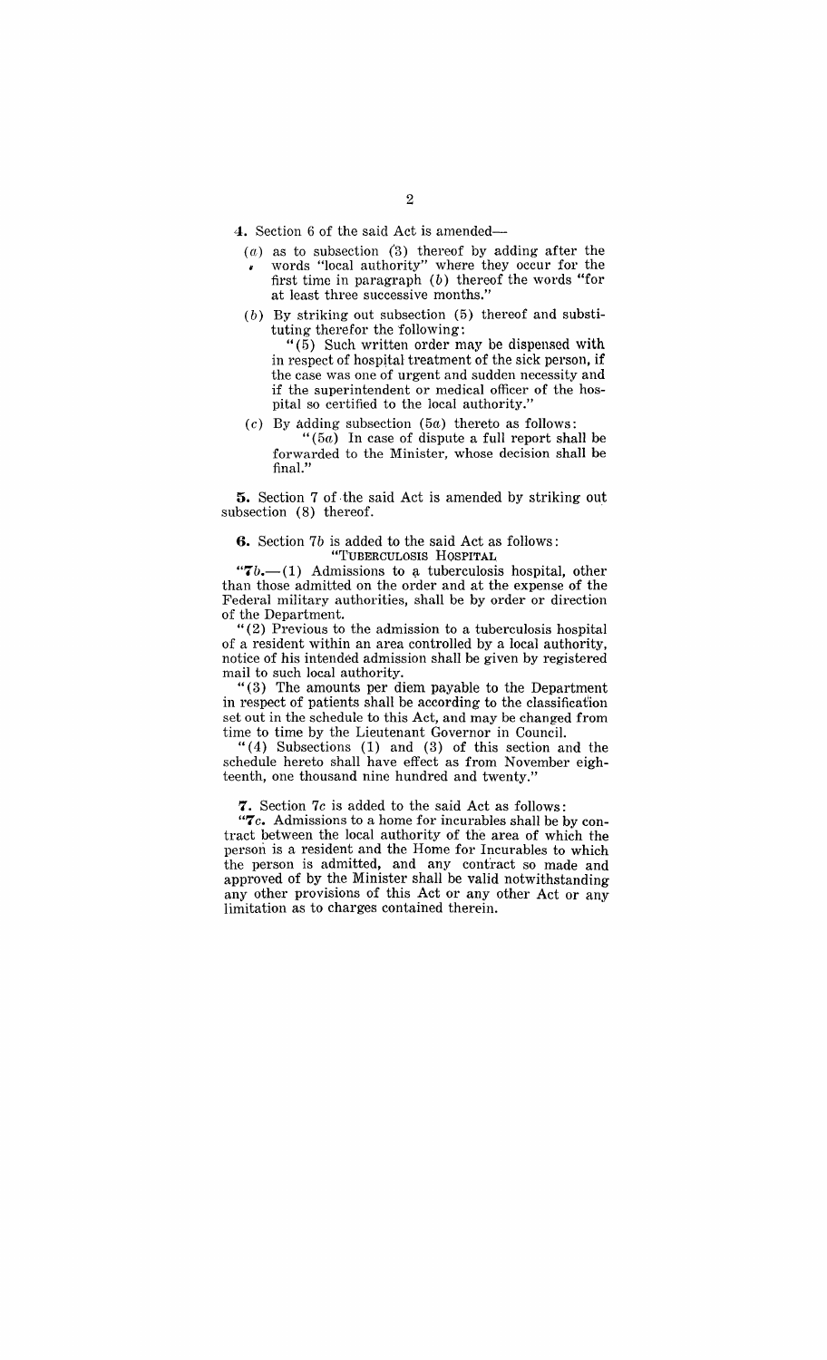**4.** Section 6 of the said Act is amended—

(*a*) as to subsection (3) thereof by adding after the words "local authority" where they occur for the first time in paragraph (*b*) thereof the words "for at least three successive months."

(*b*) By striking out subsection (5) thereof and substituting therefor the following:

"(5) Such written order may be dispensed with in respect of hospital treatment of the sick person, if the case was one of urgent and sudden necessity and if the superintendent or medical officer of the hospital so certified to the local authority."

(*c*) By adding subsection (5*a*) thereto as follows:

"(5*a*) In case of dispute a full report shall be forwarded to the Minister, whose decision shall be final."

**5.** Section 7 of the said Act is amended by striking out subsection (8) thereof.

**6.** Section 7*b* is added to the said Act as follows:

"TUBERCULOSIS HOSPITAL

"**7*b*.**—(1) Admissions to a tuberculosis hospital, other than those admitted on the order and at the expense of the Federal military authorities, shall be by order or direction of the Department.

"(2) Previous to the admission to a tuberculosis hospital of a resident within an area controlled by a local authority, notice of his intended admission shall be given by registered mail to such local authority.

"(3) The amounts per diem payable to the Department in respect of patients shall be according to the classification set out in the schedule to this Act, and may be changed from time to time by the Lieutenant Governor in Council.

"(4) Subsections (1) and (3) of this section and the schedule hereto shall have effect as from November eighteenth, one thousand nine hundred and twenty."

**7.** Section 7*c* is added to the said Act as follows:

"**7*c*.** Admissions to a home for incurables shall be by contract between the local authority of the area of which the person is a resident and the Home for Incurables to which the person is admitted, and any contract so made and approved of by the Minister shall be valid notwithstanding any other provisions of this Act or any other Act or any limitation as to charges contained therein.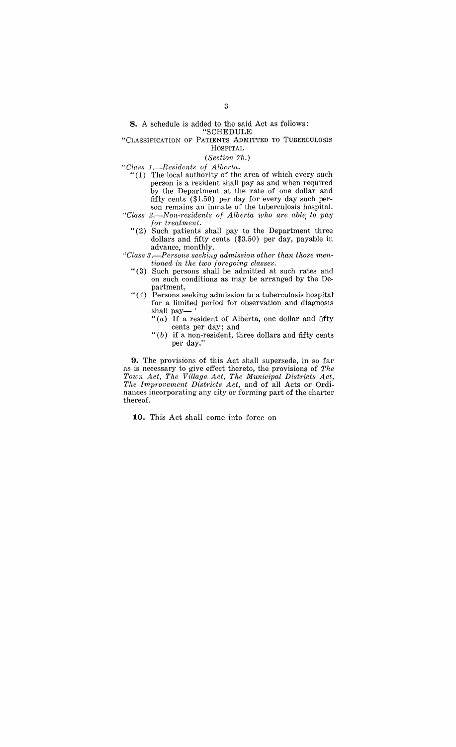**8.** A schedule is added to the said Act as follows:

"SCHEDULE

"CLASSIFICATION OF PATIENTS ADMITTED TO TUBERCULOSIS HOSPITAL

(*Section 7b.*)

"*Class 1.—Residents of Alberta.*

"(1) The local authority of the area of which every such person is a resident shall pay as and when required by the Department at the rate of one dollar and fifty cents ($1.50) per day for every day such person remains an inmate of the tuberculosis hospital.

"*Class 2.—Non-residents of Alberta who are able to pay for treatment.*

"(2) Such patients shall pay to the Department three dollars and fifty cents ($3.50) per day, payable in advance, monthly.

"*Class 3.—Persons seeking admission other than those mentioned in the two foregoing classes.*

"(3) Such persons shall be admitted at such rates and on such conditions as may be arranged by the Department.

"(4) Persons seeking admission to a tuberculosis hospital for a limited period for observation and diagnosis shall pay—

"(*a*) If a resident of Alberta, one dollar and fifty cents per day; and

"(*b*) if a non-resident, three dollars and fifty cents per day."

**9.** The provisions of this Act shall supersede, in so far as is necessary to give effect thereto, the provisions of *The Town Act, The Village Act, The Municipal Districts Act, The Improvement Districts Act,* and of all Acts or Ordinances incorporating any city or forming part of the charter thereof.

**10.** This Act shall come into force on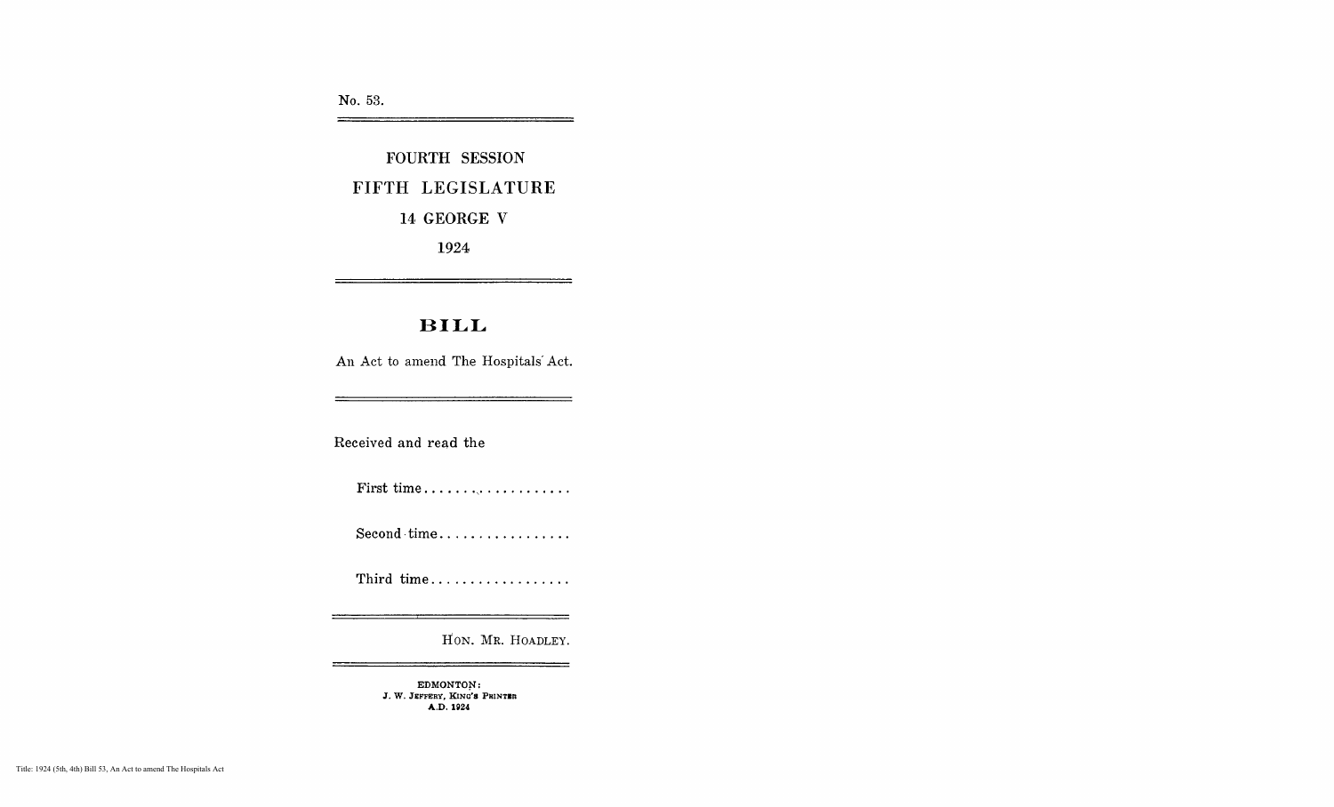No. 53.

FOURTH SESSION

FIFTH LEGISLATURE

14 GEORGE V

1924

# BILL

An Act to amend The Hospitals' Act.

Received and read the

First time..................

Second time.................

Third time..................

HON. MR. HOADLEY.

EDMONTON:
J. W. JEFFERY, KING'S PRINTER
A.D. 1924